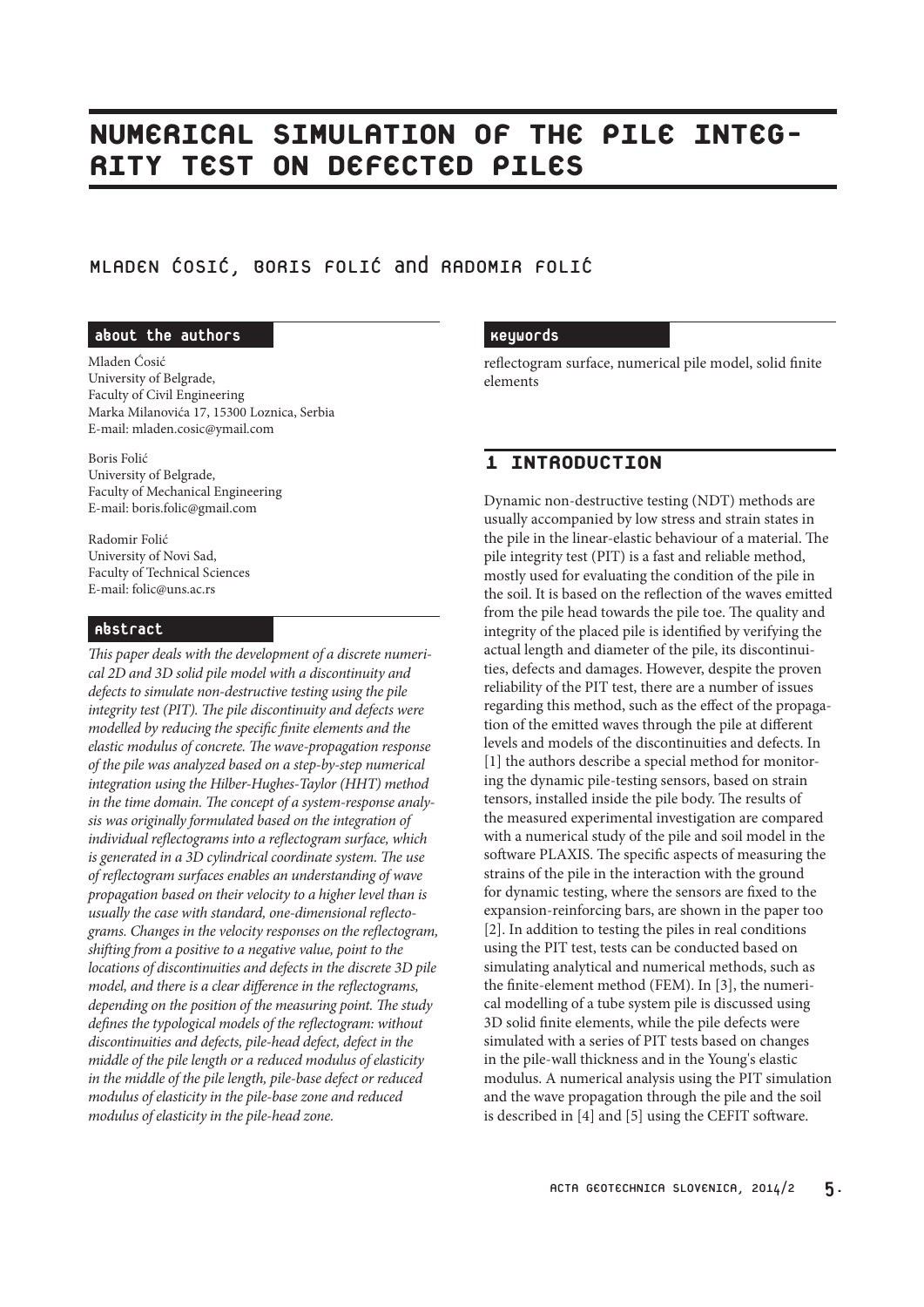# NUMERICAL SIMULATION OF THE PILE INTEGRITY TEST ON DEFECTED PILES

## MLADEN ĆOSIĆ, BORIS FOLIĆ and RADOMIR FOLIĆ

### about the authors

Mladen Ćosić
University of Belgrade,
Faculty of Civil Engineering
Marka Milanovića 17, 15300 Loznica, Serbia
E-mail: mladen.cosic@ymail.com

Boris Folić
University of Belgrade,
Faculty of Mechanical Engineering
E-mail: boris.folic@gmail.com

Radomir Folić
University of Novi Sad,
Faculty of Technical Sciences
E-mail: folic@uns.ac.rs

### Abstract

*This paper deals with the development of a discrete numerical 2D and 3D solid pile model with a discontinuity and defects to simulate non-destructive testing using the pile integrity test (PIT). The pile discontinuity and defects were modelled by reducing the specific finite elements and the elastic modulus of concrete. The wave-propagation response of the pile was analyzed based on a step-by-step numerical integration using the Hilber-Hughes-Taylor (HHT) method in the time domain. The concept of a system-response analysis was originally formulated based on the integration of individual reflectograms into a reflectogram surface, which is generated in a 3D cylindrical coordinate system. The use of reflectogram surfaces enables an understanding of wave propagation based on their velocity to a higher level than is usually the case with standard, one-dimensional reflectograms. Changes in the velocity responses on the reflectogram, shifting from a positive to a negative value, point to the locations of discontinuities and defects in the discrete 3D pile model, and there is a clear difference in the reflectograms, depending on the position of the measuring point. The study defines the typological models of the reflectogram: without discontinuities and defects, pile-head defect, defect in the middle of the pile length or a reduced modulus of elasticity in the middle of the pile length, pile-base defect or reduced modulus of elasticity in the pile-base zone and reduced modulus of elasticity in the pile-head zone.*

### Keywords

reflectogram surface, numerical pile model, solid finite elements

## 1 INTRODUCTION

Dynamic non-destructive testing (NDT) methods are usually accompanied by low stress and strain states in the pile in the linear-elastic behaviour of a material. The pile integrity test (PIT) is a fast and reliable method, mostly used for evaluating the condition of the pile in the soil. It is based on the reflection of the waves emitted from the pile head towards the pile toe. The quality and integrity of the placed pile is identified by verifying the actual length and diameter of the pile, its discontinuities, defects and damages. However, despite the proven reliability of the PIT test, there are a number of issues regarding this method, such as the effect of the propagation of the emitted waves through the pile at different levels and models of the discontinuities and defects. In [1] the authors describe a special method for monitoring the dynamic pile-testing sensors, based on strain tensors, installed inside the pile body. The results of the measured experimental investigation are compared with a numerical study of the pile and soil model in the software PLAXIS. The specific aspects of measuring the strains of the pile in the interaction with the ground for dynamic testing, where the sensors are fixed to the expansion-reinforcing bars, are shown in the paper too [2]. In addition to testing the piles in real conditions using the PIT test, tests can be conducted based on simulating analytical and numerical methods, such as the finite-element method (FEM). In [3], the numerical modelling of a tube system pile is discussed using 3D solid finite elements, while the pile defects were simulated with a series of PIT tests based on changes in the pile-wall thickness and in the Young's elastic modulus. A numerical analysis using the PIT simulation and the wave propagation through the pile and the soil is described in [4] and [5] using the CEFIT software.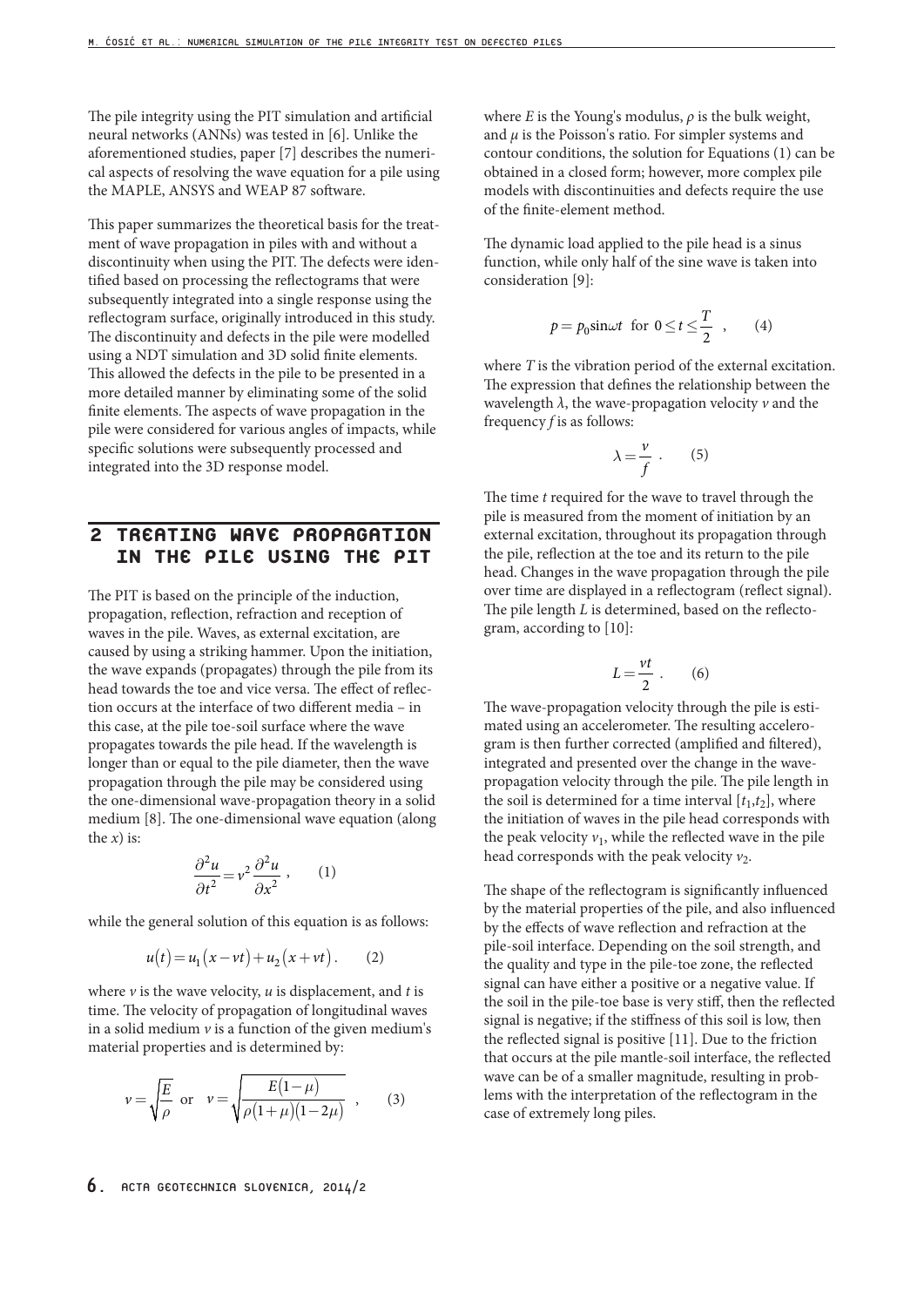The pile integrity using the PIT simulation and artificial neural networks (ANNs) was tested in [6]. Unlike the aforementioned studies, paper [7] describes the numerical aspects of resolving the wave equation for a pile using the MAPLE, ANSYS and WEAP 87 software.

This paper summarizes the theoretical basis for the treatment of wave propagation in piles with and without a discontinuity when using the PIT. The defects were identified based on processing the reflectograms that were subsequently integrated into a single response using the reflectogram surface, originally introduced in this study. The discontinuity and defects in the pile were modelled using a NDT simulation and 3D solid finite elements. This allowed the defects in the pile to be presented in a more detailed manner by eliminating some of the solid finite elements. The aspects of wave propagation in the pile were considered for various angles of impacts, while specific solutions were subsequently processed and integrated into the 3D response model.

## 2 TREATING WAVE PROPAGATION IN THE PILE USING THE PIT

The PIT is based on the principle of the induction, propagation, reflection, refraction and reception of waves in the pile. Waves, as external excitation, are caused by using a striking hammer. Upon the initiation, the wave expands (propagates) through the pile from its head towards the toe and vice versa. The effect of reflection occurs at the interface of two different media – in this case, at the pile toe-soil surface where the wave propagates towards the pile head. If the wavelength is longer than or equal to the pile diameter, then the wave propagation through the pile may be considered using the one-dimensional wave-propagation theory in a solid medium [8]. The one-dimensional wave equation (along the $x$) is:

$$\frac{\partial^2 u}{\partial t^2} = v^2 \frac{\partial^2 u}{\partial x^2} \quad , \qquad (1)$$

while the general solution of this equation is as follows:

$$u(t) = u_1(x - vt) + u_2(x + vt) \; . \qquad (2)$$

where $v$ is the wave velocity, $u$ is displacement, and $t$ is time. The velocity of propagation of longitudinal waves in a solid medium $v$ is a function of the given medium's material properties and is determined by:

$$v = \sqrt{\frac{E}{\rho}} \;\; \text{or} \;\; v = \sqrt{\frac{E(1-\mu)}{\rho(1+\mu)(1-2\mu)}} \quad , \qquad (3)$$

where $E$ is the Young's modulus, $\rho$ is the bulk weight, and $\mu$ is the Poisson's ratio. For simpler systems and contour conditions, the solution for Equations (1) can be obtained in a closed form; however, more complex pile models with discontinuities and defects require the use of the finite-element method.

The dynamic load applied to the pile head is a sinus function, while only half of the sine wave is taken into consideration [9]:

$$p = p_0 \sin\omega t \;\; \text{for} \;\; 0 \le t \le \frac{T}{2} \quad , \qquad (4)$$

where $T$ is the vibration period of the external excitation. The expression that defines the relationship between the wavelength $\lambda$, the wave-propagation velocity $v$ and the frequency $f$ is as follows:

$$\lambda = \frac{v}{f} \; . \qquad (5)$$

The time $t$ required for the wave to travel through the pile is measured from the moment of initiation by an external excitation, throughout its propagation through the pile, reflection at the toe and its return to the pile head. Changes in the wave propagation through the pile over time are displayed in a reflectogram (reflect signal). The pile length $L$ is determined, based on the reflectogram, according to [10]:

$$L = \frac{vt}{2} \; . \qquad (6)$$

The wave-propagation velocity through the pile is estimated using an accelerometer. The resulting accelerogram is then further corrected (amplified and filtered), integrated and presented over the change in the wave-propagation velocity through the pile. The pile length in the soil is determined for a time interval $[t_1, t_2]$, where the initiation of waves in the pile head corresponds with the peak velocity $v_1$, while the reflected wave in the pile head corresponds with the peak velocity $v_2$.

The shape of the reflectogram is significantly influenced by the material properties of the pile, and also influenced by the effects of wave reflection and refraction at the pile-soil interface. Depending on the soil strength, and the quality and type in the pile-toe zone, the reflected signal can have either a positive or a negative value. If the soil in the pile-toe base is very stiff, then the reflected signal is negative; if the stiffness of this soil is low, then the reflected signal is positive [11]. Due to the friction that occurs at the pile mantle-soil interface, the reflected wave can be of a smaller magnitude, resulting in problems with the interpretation of the reflectogram in the case of extremely long piles.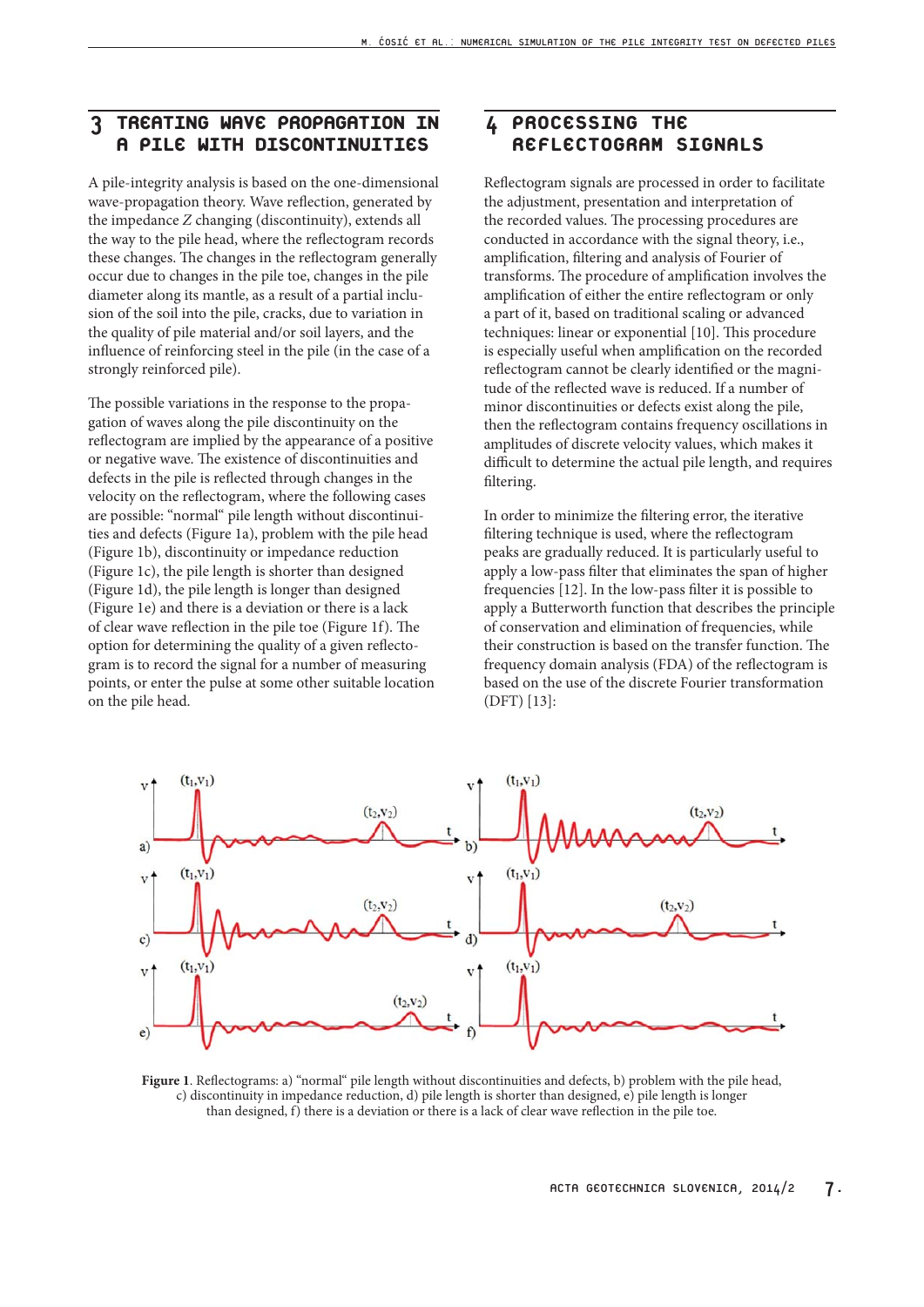## 3 TREATING WAVE PROPAGATION IN A PILE WITH DISCONTINUITIES

A pile-integrity analysis is based on the one-dimensional wave-propagation theory. Wave reflection, generated by the impedance *Z* changing (discontinuity), extends all the way to the pile head, where the reflectogram records these changes. The changes in the reflectogram generally occur due to changes in the pile toe, changes in the pile diameter along its mantle, as a result of a partial inclusion of the soil into the pile, cracks, due to variation in the quality of pile material and/or soil layers, and the influence of reinforcing steel in the pile (in the case of a strongly reinforced pile).

The possible variations in the response to the propagation of waves along the pile discontinuity on the reflectogram are implied by the appearance of a positive or negative wave. The existence of discontinuities and defects in the pile is reflected through changes in the velocity on the reflectogram, where the following cases are possible: "normal" pile length without discontinuities and defects (Figure 1a), problem with the pile head (Figure 1b), discontinuity or impedance reduction (Figure 1c), the pile length is shorter than designed (Figure 1d), the pile length is longer than designed (Figure 1e) and there is a deviation or there is a lack of clear wave reflection in the pile toe (Figure 1f). The option for determining the quality of a given reflectogram is to record the signal for a number of measuring points, or enter the pulse at some other suitable location on the pile head.

## 4 PROCESSING THE REFLECTOGRAM SIGNALS

Reflectogram signals are processed in order to facilitate the adjustment, presentation and interpretation of the recorded values. The processing procedures are conducted in accordance with the signal theory, i.e., amplification, filtering and analysis of Fourier of transforms. The procedure of amplification involves the amplification of either the entire reflectogram or only a part of it, based on traditional scaling or advanced techniques: linear or exponential [10]. This procedure is especially useful when amplification on the recorded reflectogram cannot be clearly identified or the magnitude of the reflected wave is reduced. If a number of minor discontinuities or defects exist along the pile, then the reflectogram contains frequency oscillations in amplitudes of discrete velocity values, which makes it difficult to determine the actual pile length, and requires filtering.

In order to minimize the filtering error, the iterative filtering technique is used, where the reflectogram peaks are gradually reduced. It is particularly useful to apply a low-pass filter that eliminates the span of higher frequencies [12]. In the low-pass filter it is possible to apply a Butterworth function that describes the principle of conservation and elimination of frequencies, while their construction is based on the transfer function. The frequency domain analysis (FDA) of the reflectogram is based on the use of the discrete Fourier transformation (DFT) [13]:

**Figure 1**. Reflectograms: a) "normal" pile length without discontinuities and defects, b) problem with the pile head, c) discontinuity in impedance reduction, d) pile length is shorter than designed, e) pile length is longer than designed, f) there is a deviation or there is a lack of clear wave reflection in the pile toe.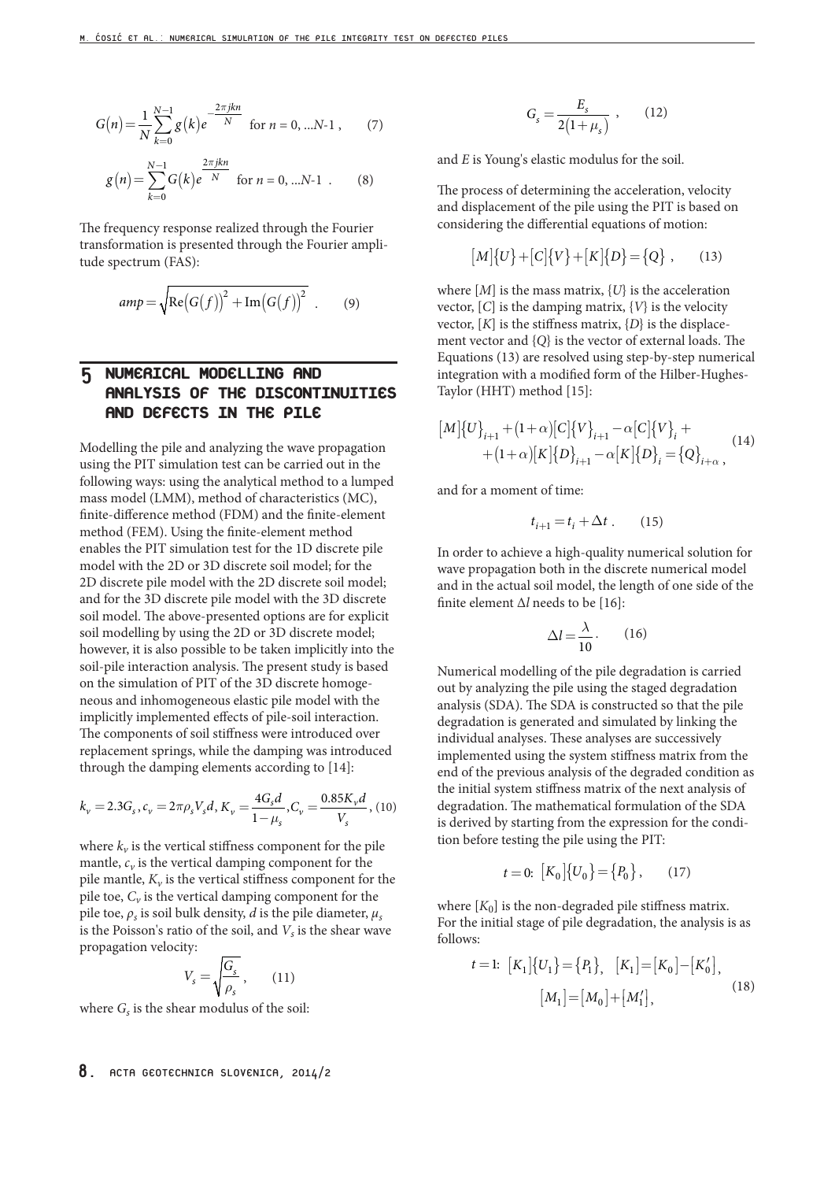$$G(n) = \frac{1}{N}\sum_{k=0}^{N-1} g(k) e^{-\frac{2\pi jkn}{N}} \quad \text{for } n = 0, ...N\text{-}1 \,, \qquad (7)$$

$$g(n) = \sum_{k=0}^{N-1} G(k) e^{\frac{2\pi jkn}{N}} \quad \text{for } n = 0, ...N\text{-}1 \,. \qquad (8)$$

The frequency response realized through the Fourier transformation is presented through the Fourier amplitude spectrum (FAS):

$$amp = \sqrt{\mathrm{Re}\left(G(f)\right)^2 + \mathrm{Im}\left(G(f)\right)^2} \,. \qquad (9)$$

## 5 NUMERICAL MODELLING AND ANALYSIS OF THE DISCONTINUITIES AND DEFECTS IN THE PILE

Modelling the pile and analyzing the wave propagation using the PIT simulation test can be carried out in the following ways: using the analytical method to a lumped mass model (LMM), method of characteristics (MC), finite-difference method (FDM) and the finite-element method (FEM). Using the finite-element method enables the PIT simulation test for the 1D discrete pile model with the 2D or 3D discrete soil model; for the 2D discrete pile model with the 2D discrete soil model; and for the 3D discrete pile model with the 3D discrete soil model. The above-presented options are for explicit soil modelling by using the 2D or 3D discrete model; however, it is also possible to be taken implicitly into the soil-pile interaction analysis. The present study is based on the simulation of PIT of the 3D discrete homogeneous and inhomogeneous elastic pile model with the implicitly implemented effects of pile-soil interaction. The components of soil stiffness were introduced over replacement springs, while the damping was introduced through the damping elements according to [14]:

$$k_v = 2.3G_s, c_v = 2\pi\rho_s V_s d, K_v = \frac{4G_s d}{1-\mu_s}, C_v = \frac{0.85K_v d}{V_s}, \qquad (10)$$

where $k_v$ is the vertical stiffness component for the pile mantle, $c_v$ is the vertical damping component for the pile mantle, $K_v$ is the vertical stiffness component for the pile toe, $C_v$ is the vertical damping component for the pile toe, $\rho_s$ is soil bulk density, $d$ is the pile diameter, $\mu_s$ is the Poisson's ratio of the soil, and $V_s$ is the shear wave propagation velocity:

$$V_s = \sqrt{\frac{G_s}{\rho_s}} \,, \qquad (11)$$

where $G_s$ is the shear modulus of the soil:

$$G_s = \frac{E_s}{2(1+\mu_s)} \,, \qquad (12)$$

and $E$ is Young's elastic modulus for the soil.

The process of determining the acceleration, velocity and displacement of the pile using the PIT is based on considering the differential equations of motion:

$$[M]\{U\} + [C]\{V\} + [K]\{D\} = \{Q\} \,, \qquad (13)$$

where $[M]$ is the mass matrix, $\{U\}$ is the acceleration vector, $[C]$ is the damping matrix, $\{V\}$ is the velocity vector, $[K]$ is the stiffness matrix, $\{D\}$ is the displacement vector and $\{Q\}$ is the vector of external loads. The Equations (13) are resolved using step-by-step numerical integration with a modified form of the Hilber-Hughes-Taylor (HHT) method [15]:

$$\begin{aligned}[M]\{U\}_{i+1} + (1+\alpha)[C]\{V\}_{i+1} - \alpha[C]\{V\}_i + \\ + (1+\alpha)[K]\{D\}_{i+1} - \alpha[K]\{D\}_i = \{Q\}_{i+\alpha} \,,\end{aligned} \qquad (14)$$

and for a moment of time:

$$t_{i+1} = t_i + \Delta t \,. \qquad (15)$$

In order to achieve a high-quality numerical solution for wave propagation both in the discrete numerical model and in the actual soil model, the length of one side of the finite element $\Delta l$ needs to be [16]:

$$\Delta l = \frac{\lambda}{10} \,. \qquad (16)$$

Numerical modelling of the pile degradation is carried out by analyzing the pile using the staged degradation analysis (SDA). The SDA is constructed so that the pile degradation is generated and simulated by linking the individual analyses. These analyses are successively implemented using the system stiffness matrix from the end of the previous analysis of the degraded condition as the initial system stiffness matrix of the next analysis of degradation. The mathematical formulation of the SDA is derived by starting from the expression for the condition before testing the pile using the PIT:

$$t = 0\text{:} \;\; [K_0]\{U_0\} = \{P_0\} \,, \qquad (17)$$

where $[K_0]$ is the non-degraded pile stiffness matrix. For the initial stage of pile degradation, the analysis is as follows:

$$\begin{aligned} t = 1\text{:} \;\; [K_1]\{U_1\} = \{P_1\}, \quad [K_1] = [K_0] - [K_0'], \\ [M_1] = [M_0] + [M_1'], \end{aligned} \qquad (18)$$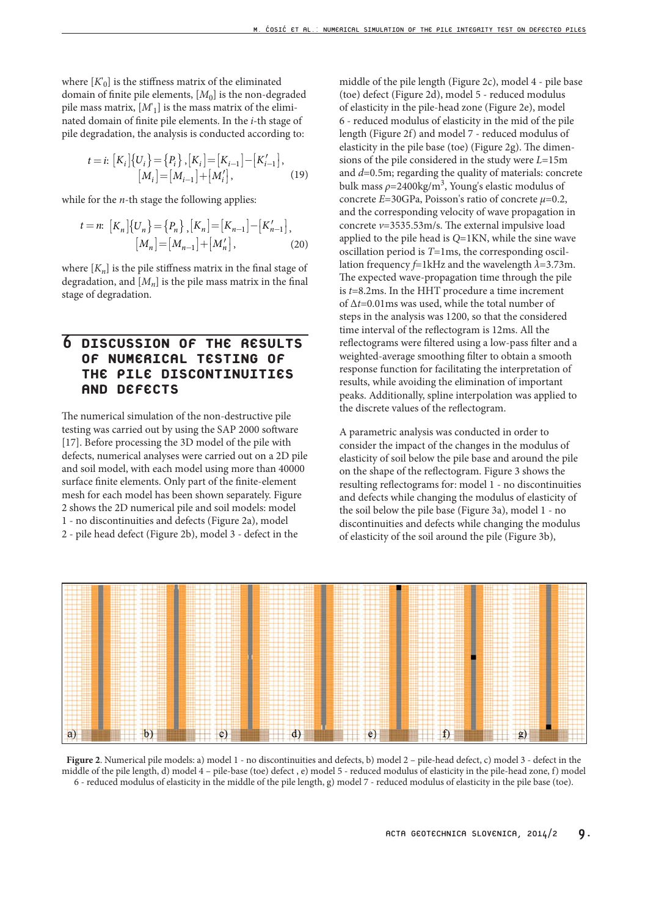where $[K'_0]$ is the stiffness matrix of the eliminated domain of finite pile elements, $[M_0]$ is the non-degraded pile mass matrix, $[M'_1]$ is the mass matrix of the eliminated domain of finite pile elements. In the $i$-th stage of pile degradation, the analysis is conducted according to:

$$t=i:\ [K_i]\{U_i\}=\{P_i\},[K_i]=[K_{i-1}]-[K'_{i-1}],\\ [M_i]=[M_{i-1}]+[M'_i], \tag{19}$$

while for the $n$-th stage the following applies:

$$t=n:\ [K_n]\{U_n\}=\{P_n\},[K_n]=[K_{n-1}]-[K'_{n-1}],\\ [M_n]=[M_{n-1}]+[M'_n], \tag{20}$$

where $[K_n]$ is the pile stiffness matrix in the final stage of degradation, and $[M_n]$ is the pile mass matrix in the final stage of degradation.

# 6 DISCUSSION OF THE RESULTS OF NUMERICAL TESTING OF THE PILE DISCONTINUITIES AND DEFECTS

The numerical simulation of the non-destructive pile testing was carried out by using the SAP 2000 software [17]. Before processing the 3D model of the pile with defects, numerical analyses were carried out on a 2D pile and soil model, with each model using more than 40000 surface finite elements. Only part of the finite-element mesh for each model has been shown separately. Figure 2 shows the 2D numerical pile and soil models: model 1 - no discontinuities and defects (Figure 2a), model 2 - pile head defect (Figure 2b), model 3 - defect in the middle of the pile length (Figure 2c), model 4 - pile base (toe) defect (Figure 2d), model 5 - reduced modulus of elasticity in the pile-head zone (Figure 2e), model 6 - reduced modulus of elasticity in the mid of the pile length (Figure 2f) and model 7 - reduced modulus of elasticity in the pile base (toe) (Figure 2g). The dimensions of the pile considered in the study were $L$=15m and $d$=0.5m; regarding the quality of materials: concrete bulk mass $\rho$=2400kg/m$^3$, Young's elastic modulus of concrete $E$=30GPa, Poisson's ratio of concrete $\mu$=0.2, and the corresponding velocity of wave propagation in concrete $v$=3535.53m/s. The external impulsive load applied to the pile head is $Q$=1KN, while the sine wave oscillation period is $T$=1ms, the corresponding oscillation frequency $f$=1kHz and the wavelength $\lambda$=3.73m. The expected wave-propagation time through the pile is $t$=8.2ms. In the HHT procedure a time increment of $\Delta t$=0.01ms was used, while the total number of steps in the analysis was 1200, so that the considered time interval of the reflectogram is 12ms. All the reflectograms were filtered using a low-pass filter and a weighted-average smoothing filter to obtain a smooth response function for facilitating the interpretation of results, while avoiding the elimination of important peaks. Additionally, spline interpolation was applied to the discrete values of the reflectogram.

A parametric analysis was conducted in order to consider the impact of the changes in the modulus of elasticity of soil below the pile base and around the pile on the shape of the reflectogram. Figure 3 shows the resulting reflectograms for: model 1 - no discontinuities and defects while changing the modulus of elasticity of the soil below the pile base (Figure 3a), model 1 - no discontinuities and defects while changing the modulus of elasticity of the soil around the pile (Figure 3b),

**Figure 2**. Numerical pile models: a) model 1 - no discontinuities and defects, b) model 2 – pile-head defect, c) model 3 - defect in the middle of the pile length, d) model 4 – pile-base (toe) defect , e) model 5 - reduced modulus of elasticity in the pile-head zone, f) model 6 - reduced modulus of elasticity in the middle of the pile length, g) model 7 - reduced modulus of elasticity in the pile base (toe).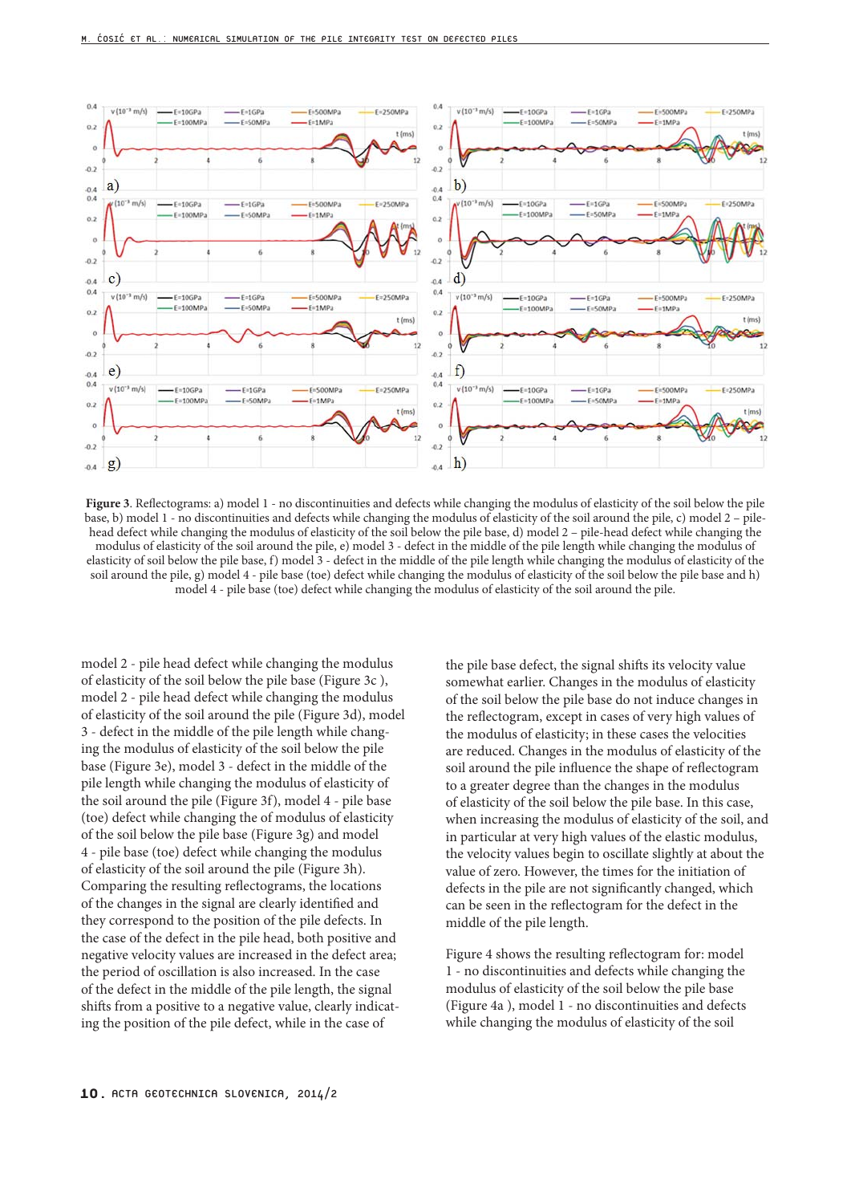**Figure 3**. Reflectograms: a) model 1 - no discontinuities and defects while changing the modulus of elasticity of the soil below the pile base, b) model 1 - no discontinuities and defects while changing the modulus of elasticity of the soil around the pile, c) model 2 – pile-head defect while changing the modulus of elasticity of the soil below the pile base, d) model 2 – pile-head defect while changing the modulus of elasticity of the soil around the pile, e) model 3 - defect in the middle of the pile length while changing the modulus of elasticity of soil below the pile base, f) model 3 - defect in the middle of the pile length while changing the modulus of elasticity of the soil around the pile, g) model 4 - pile base (toe) defect while changing the modulus of elasticity of the soil below the pile base and h) model 4 - pile base (toe) defect while changing the modulus of elasticity of the soil around the pile.

model 2 - pile head defect while changing the modulus of elasticity of the soil below the pile base (Figure 3c ), model 2 - pile head defect while changing the modulus of elasticity of the soil around the pile (Figure 3d), model 3 - defect in the middle of the pile length while changing the modulus of elasticity of the soil below the pile base (Figure 3e), model 3 - defect in the middle of the pile length while changing the modulus of elasticity of the soil around the pile (Figure 3f), model 4 - pile base (toe) defect while changing the of modulus of elasticity of the soil below the pile base (Figure 3g) and model 4 - pile base (toe) defect while changing the modulus of elasticity of the soil around the pile (Figure 3h). Comparing the resulting reflectograms, the locations of the changes in the signal are clearly identified and they correspond to the position of the pile defects. In the case of the defect in the pile head, both positive and negative velocity values are increased in the defect area; the period of oscillation is also increased. In the case of the defect in the middle of the pile length, the signal shifts from a positive to a negative value, clearly indicating the position of the pile defect, while in the case of the pile base defect, the signal shifts its velocity value somewhat earlier. Changes in the modulus of elasticity of the soil below the pile base do not induce changes in the reflectogram, except in cases of very high values of the modulus of elasticity; in these cases the velocities are reduced. Changes in the modulus of elasticity of the soil around the pile influence the shape of reflectogram to a greater degree than the changes in the modulus of elasticity of the soil below the pile base. In this case, when increasing the modulus of elasticity of the soil, and in particular at very high values of the elastic modulus, the velocity values begin to oscillate slightly at about the value of zero. However, the times for the initiation of defects in the pile are not significantly changed, which can be seen in the reflectogram for the defect in the middle of the pile length.

Figure 4 shows the resulting reflectogram for: model 1 - no discontinuities and defects while changing the modulus of elasticity of the soil below the pile base (Figure 4a ), model 1 - no discontinuities and defects while changing the modulus of elasticity of the soil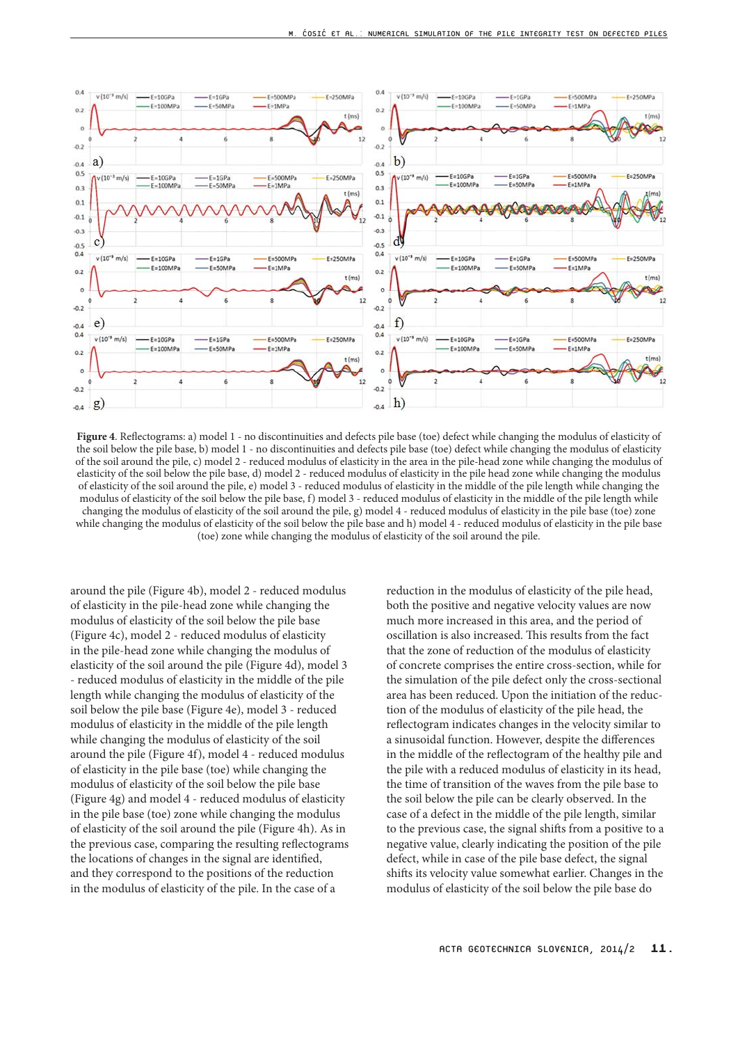**Figure 4**. Reflectograms: a) model 1 - no discontinuities and defects pile base (toe) defect while changing the modulus of elasticity of the soil below the pile base, b) model 1 - no discontinuities and defects pile base (toe) defect while changing the modulus of elasticity of the soil around the pile, c) model 2 - reduced modulus of elasticity in the area in the pile-head zone while changing the modulus of elasticity of the soil below the pile base, d) model 2 - reduced modulus of elasticity in the pile head zone while changing the modulus of elasticity of the soil around the pile, e) model 3 - reduced modulus of elasticity in the middle of the pile length while changing the modulus of elasticity of the soil below the pile base, f) model 3 - reduced modulus of elasticity in the middle of the pile length while changing the modulus of elasticity of the soil around the pile, g) model 4 - reduced modulus of elasticity in the pile base (toe) zone while changing the modulus of elasticity of the soil below the pile base and h) model 4 - reduced modulus of elasticity in the pile base (toe) zone while changing the modulus of elasticity of the soil around the pile.

around the pile (Figure 4b), model 2 - reduced modulus of elasticity in the pile-head zone while changing the modulus of elasticity of the soil below the pile base (Figure 4c), model 2 - reduced modulus of elasticity in the pile-head zone while changing the modulus of elasticity of the soil around the pile (Figure 4d), model 3 - reduced modulus of elasticity in the middle of the pile length while changing the modulus of elasticity of the soil below the pile base (Figure 4e), model 3 - reduced modulus of elasticity in the middle of the pile length while changing the modulus of elasticity of the soil around the pile (Figure 4f), model 4 - reduced modulus of elasticity in the pile base (toe) while changing the modulus of elasticity of the soil below the pile base (Figure 4g) and model 4 - reduced modulus of elasticity in the pile base (toe) zone while changing the modulus of elasticity of the soil around the pile (Figure 4h). As in the previous case, comparing the resulting reflectograms the locations of changes in the signal are identified, and they correspond to the positions of the reduction in the modulus of elasticity of the pile. In the case of a reduction in the modulus of elasticity of the pile head, both the positive and negative velocity values are now much more increased in this area, and the period of oscillation is also increased. This results from the fact that the zone of reduction of the modulus of elasticity of concrete comprises the entire cross-section, while for the simulation of the pile defect only the cross-sectional area has been reduced. Upon the initiation of the reduction of the modulus of elasticity of the pile head, the reflectogram indicates changes in the velocity similar to a sinusoidal function. However, despite the differences in the middle of the reflectogram of the healthy pile and the pile with a reduced modulus of elasticity in its head, the time of transition of the waves from the pile base to the soil below the pile can be clearly observed. In the case of a defect in the middle of the pile length, similar to the previous case, the signal shifts from a positive to a negative value, clearly indicating the position of the pile defect, while in case of the pile base defect, the signal shifts its velocity value somewhat earlier. Changes in the modulus of elasticity of the soil below the pile base do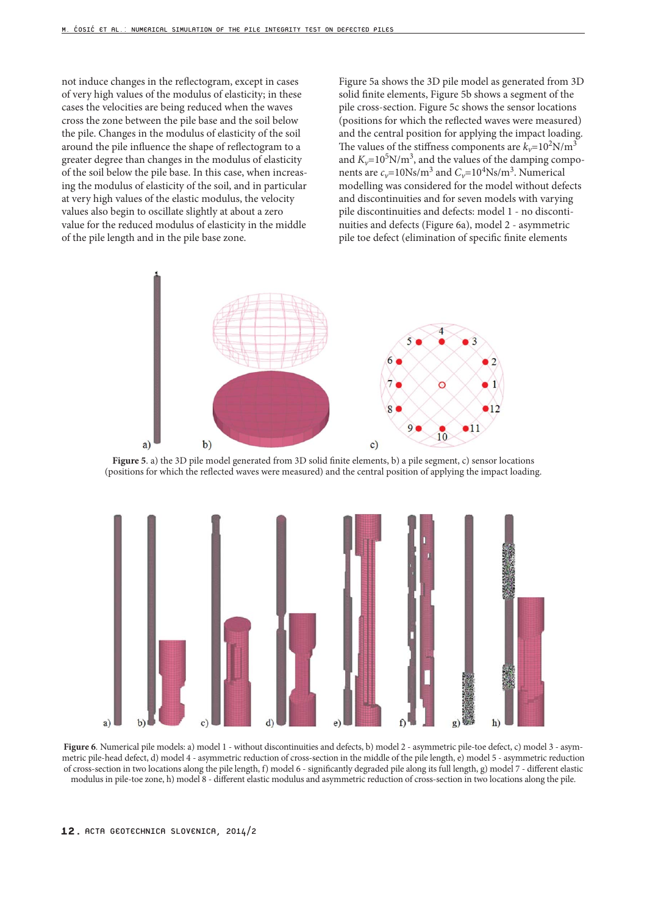not induce changes in the reflectogram, except in cases of very high values of the modulus of elasticity; in these cases the velocities are being reduced when the waves cross the zone between the pile base and the soil below the pile. Changes in the modulus of elasticity of the soil around the pile influence the shape of reflectogram to a greater degree than changes in the modulus of elasticity of the soil below the pile base. In this case, when increasing the modulus of elasticity of the soil, and in particular at very high values of the elastic modulus, the velocity values also begin to oscillate slightly at about a zero value for the reduced modulus of elasticity in the middle of the pile length and in the pile base zone.

Figure 5a shows the 3D pile model as generated from 3D solid finite elements, Figure 5b shows a segment of the pile cross-section. Figure 5c shows the sensor locations (positions for which the reflected waves were measured) and the central position for applying the impact loading. The values of the stiffness components are $k_v$=$10^2$N/m$^3$ and $K_v$=$10^5$N/m$^3$, and the values of the damping components are $c_v$=10Ns/m$^3$ and $C_v$=$10^4$Ns/m$^3$. Numerical modelling was considered for the model without defects and discontinuities and for seven models with varying pile discontinuities and defects: model 1 - no discontinuities and defects (Figure 6a), model 2 - asymmetric pile toe defect (elimination of specific finite elements

**Figure 5**. a) the 3D pile model generated from 3D solid finite elements, b) a pile segment, c) sensor locations (positions for which the reflected waves were measured) and the central position of applying the impact loading.

**Figure 6**. Numerical pile models: a) model 1 - without discontinuities and defects, b) model 2 - asymmetric pile-toe defect, c) model 3 - asymmetric pile-head defect, d) model 4 - asymmetric reduction of cross-section in the middle of the pile length, e) model 5 - asymmetric reduction of cross-section in two locations along the pile length, f) model 6 - significantly degraded pile along its full length, g) model 7 - different elastic modulus in pile-toe zone, h) model 8 - different elastic modulus and asymmetric reduction of cross-section in two locations along the pile.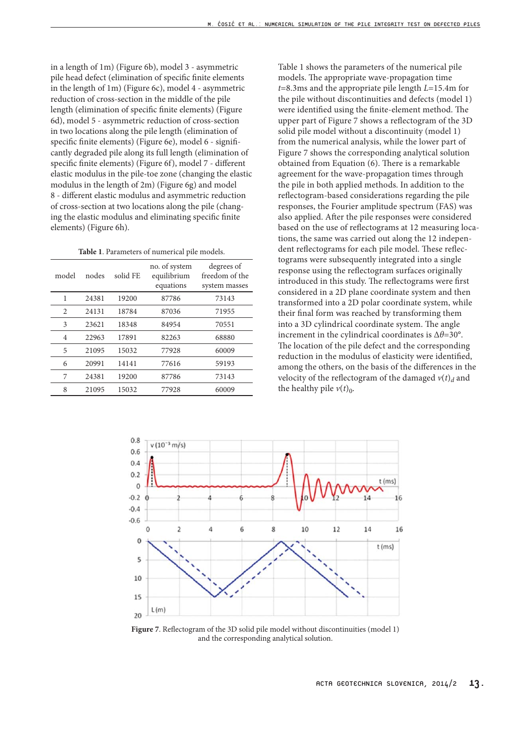in a length of 1m) (Figure 6b), model 3 - asymmetric pile head defect (elimination of specific finite elements in the length of 1m) (Figure 6c), model 4 - asymmetric reduction of cross-section in the middle of the pile length (elimination of specific finite elements) (Figure 6d), model 5 - asymmetric reduction of cross-section in two locations along the pile length (elimination of specific finite elements) (Figure 6e), model 6 - significantly degraded pile along its full length (elimination of specific finite elements) (Figure 6f), model 7 - different elastic modulus in the pile-toe zone (changing the elastic modulus in the length of 2m) (Figure 6g) and model 8 - different elastic modulus and asymmetric reduction of cross-section at two locations along the pile (changing the elastic modulus and eliminating specific finite elements) (Figure 6h).

**Table 1**. Parameters of numerical pile models.

| model | nodes | solid FE | no. of system equilibrium equations | degrees of freedom of the system masses |
|---|---|---|---|---|
| 1 | 24381 | 19200 | 87786 | 73143 |
| 2 | 24131 | 18784 | 87036 | 71955 |
| 3 | 23621 | 18348 | 84954 | 70551 |
| 4 | 22963 | 17891 | 82263 | 68880 |
| 5 | 21095 | 15032 | 77928 | 60009 |
| 6 | 20991 | 14141 | 77616 | 59193 |
| 7 | 24381 | 19200 | 87786 | 73143 |
| 8 | 21095 | 15032 | 77928 | 60009 |

Table 1 shows the parameters of the numerical pile models. The appropriate wave-propagation time $t$=8.3ms and the appropriate pile length $L$=15.4m for the pile without discontinuities and defects (model 1) were identified using the finite-element method. The upper part of Figure 7 shows a reflectogram of the 3D solid pile model without a discontinuity (model 1) from the numerical analysis, while the lower part of Figure 7 shows the corresponding analytical solution obtained from Equation (6). There is a remarkable agreement for the wave-propagation times through the pile in both applied methods. In addition to the reflectogram-based considerations regarding the pile responses, the Fourier amplitude spectrum (FAS) was also applied. After the pile responses were considered based on the use of reflectograms at 12 measuring locations, the same was carried out along the 12 independent reflectograms for each pile model. These reflectograms were subsequently integrated into a single response using the reflectogram surfaces originally introduced in this study. The reflectograms were first considered in a 2D plane coordinate system and then transformed into a 2D polar coordinate system, while their final form was reached by transforming them into a 3D cylindrical coordinate system. The angle increment in the cylindrical coordinates is $\Delta\theta$=30°. The location of the pile defect and the corresponding reduction in the modulus of elasticity were identified, among the others, on the basis of the differences in the velocity of the reflectogram of the damaged $v(t)_d$ and the healthy pile $v(t)_0$.

**Figure 7**. Reflectogram of the 3D solid pile model without discontinuities (model 1) and the corresponding analytical solution.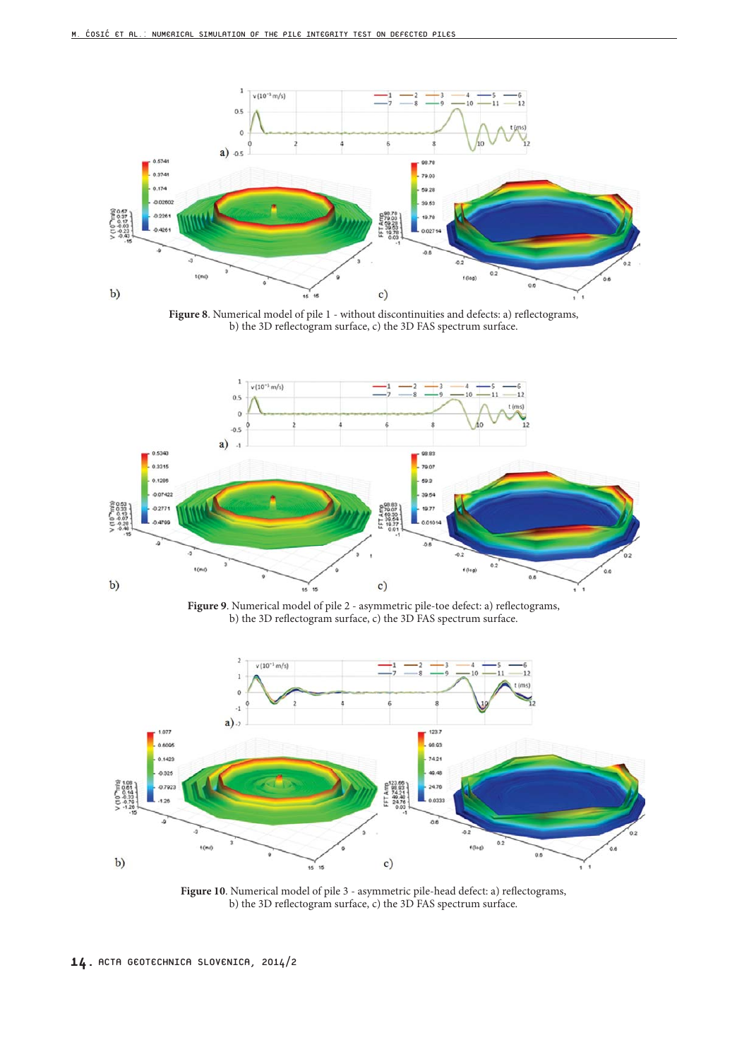**Figure 8**. Numerical model of pile 1 - without discontinuities and defects: a) reflectograms, b) the 3D reflectogram surface, c) the 3D FAS spectrum surface.

**Figure 9**. Numerical model of pile 2 - asymmetric pile-toe defect: a) reflectograms, b) the 3D reflectogram surface, c) the 3D FAS spectrum surface.

**Figure 10**. Numerical model of pile 3 - asymmetric pile-head defect: a) reflectograms, b) the 3D reflectogram surface, c) the 3D FAS spectrum surface.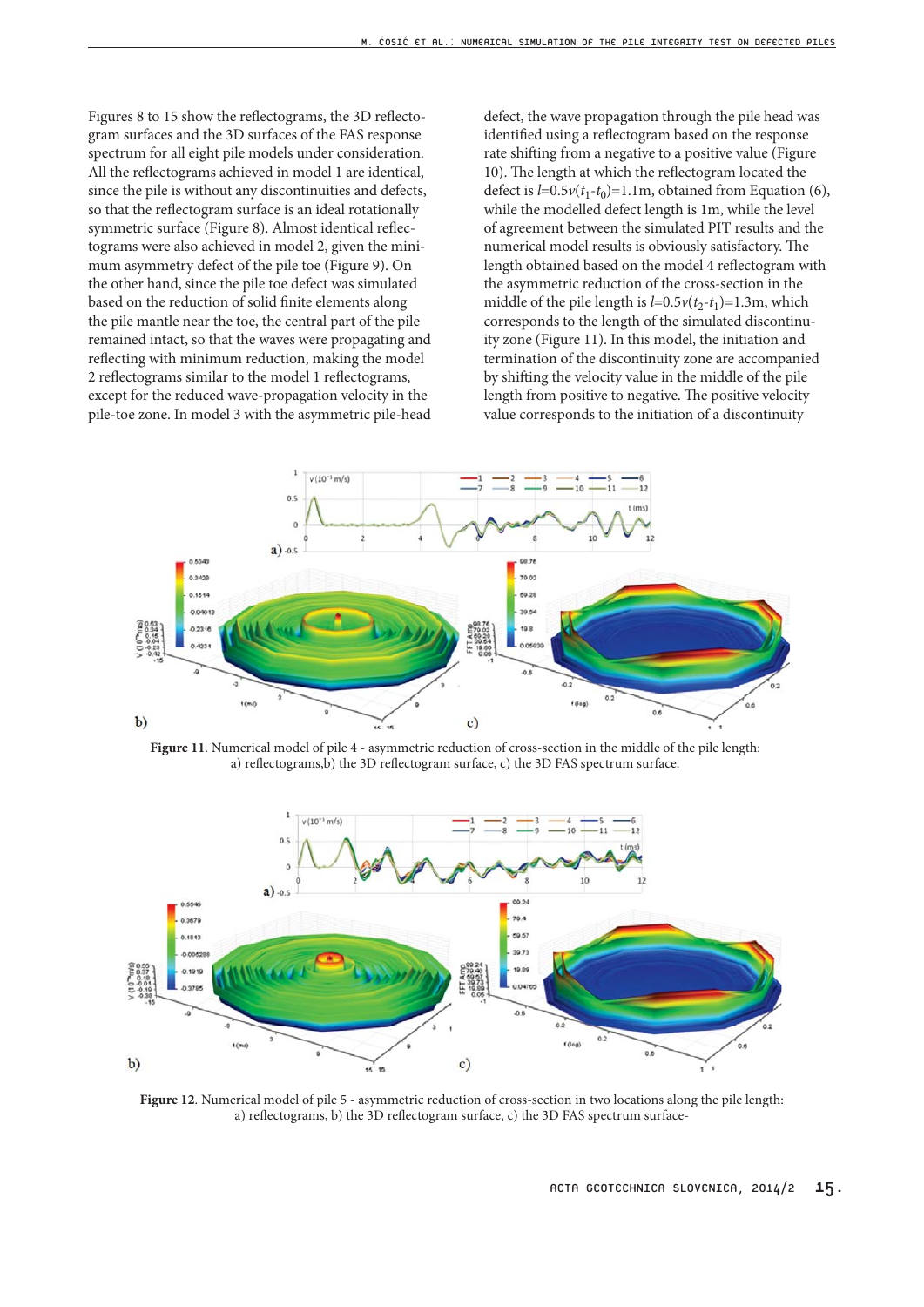Figures 8 to 15 show the reflectograms, the 3D reflectogram surfaces and the 3D surfaces of the FAS response spectrum for all eight pile models under consideration. All the reflectograms achieved in model 1 are identical, since the pile is without any discontinuities and defects, so that the reflectogram surface is an ideal rotationally symmetric surface (Figure 8). Almost identical reflectograms were also achieved in model 2, given the minimum asymmetry defect of the pile toe (Figure 9). On the other hand, since the pile toe defect was simulated based on the reduction of solid finite elements along the pile mantle near the toe, the central part of the pile remained intact, so that the waves were propagating and reflecting with minimum reduction, making the model 2 reflectograms similar to the model 1 reflectograms, except for the reduced wave-propagation velocity in the pile-toe zone. In model 3 with the asymmetric pile-head defect, the wave propagation through the pile head was identified using a reflectogram based on the response rate shifting from a negative to a positive value (Figure 10). The length at which the reflectogram located the defect is $l$=0.5$v$($t_1$-$t_0$)=1.1m, obtained from Equation (6), while the modelled defect length is 1m, while the level of agreement between the simulated PIT results and the numerical model results is obviously satisfactory. The length obtained based on the model 4 reflectogram with the asymmetric reduction of the cross-section in the middle of the pile length is $l$=0.5$v$($t_2$-$t_1$)=1.3m, which corresponds to the length of the simulated discontinuity zone (Figure 11). In this model, the initiation and termination of the discontinuity zone are accompanied by shifting the velocity value in the middle of the pile length from positive to negative. The positive velocity value corresponds to the initiation of a discontinuity

**Figure 11**. Numerical model of pile 4 - asymmetric reduction of cross-section in the middle of the pile length: a) reflectograms,b) the 3D reflectogram surface, c) the 3D FAS spectrum surface.

**Figure 12**. Numerical model of pile 5 - asymmetric reduction of cross-section in two locations along the pile length: a) reflectograms, b) the 3D reflectogram surface, c) the 3D FAS spectrum surface-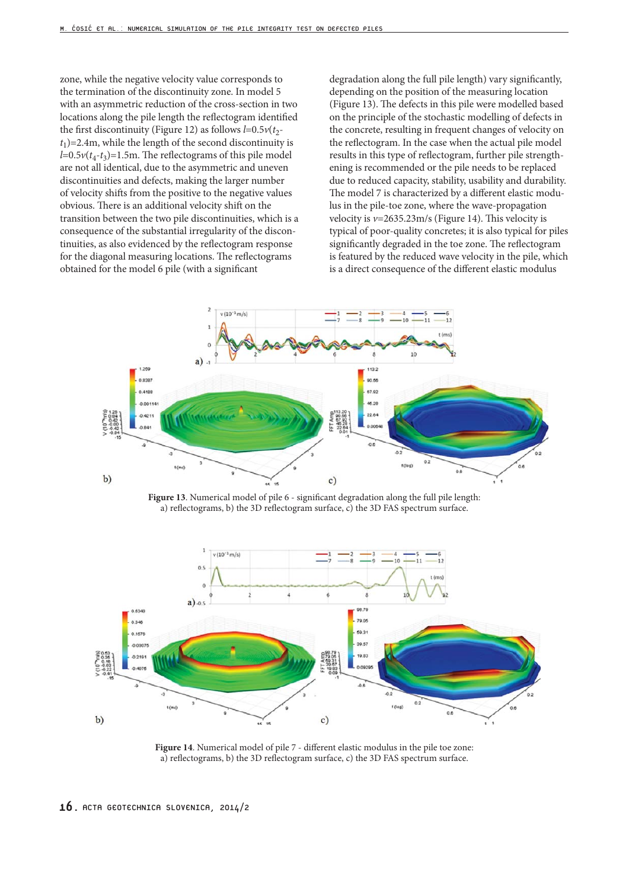zone, while the negative velocity value corresponds to the termination of the discontinuity zone. In model 5 with an asymmetric reduction of the cross-section in two locations along the pile length the reflectogram identified the first discontinuity (Figure 12) as follows $l$=0.5$v$($t_2$-$t_1$)=2.4m, while the length of the second discontinuity is $l$=0.5$v$($t_4$-$t_3$)=1.5m. The reflectograms of this pile model are not all identical, due to the asymmetric and uneven discontinuities and defects, making the larger number of velocity shifts from the positive to the negative values obvious. There is an additional velocity shift on the transition between the two pile discontinuities, which is a consequence of the substantial irregularity of the discontinuities, as also evidenced by the reflectogram response for the diagonal measuring locations. The reflectograms obtained for the model 6 pile (with a significant degradation along the full pile length) vary significantly, depending on the position of the measuring location (Figure 13). The defects in this pile were modelled based on the principle of the stochastic modelling of defects in the concrete, resulting in frequent changes of velocity on the reflectogram. In the case when the actual pile model results in this type of reflectogram, further pile strengthening is recommended or the pile needs to be replaced due to reduced capacity, stability, usability and durability. The model 7 is characterized by a different elastic modulus in the pile-toe zone, where the wave-propagation velocity is $v$=2635.23m/s (Figure 14). This velocity is typical of poor-quality concretes; it is also typical for piles significantly degraded in the toe zone. The reflectogram is featured by the reduced wave velocity in the pile, which is a direct consequence of the different elastic modulus

**Figure 13**. Numerical model of pile 6 - significant degradation along the full pile length: a) reflectograms, b) the 3D reflectogram surface, c) the 3D FAS spectrum surface.

**Figure 14**. Numerical model of pile 7 - different elastic modulus in the pile toe zone: a) reflectograms, b) the 3D reflectogram surface, c) the 3D FAS spectrum surface.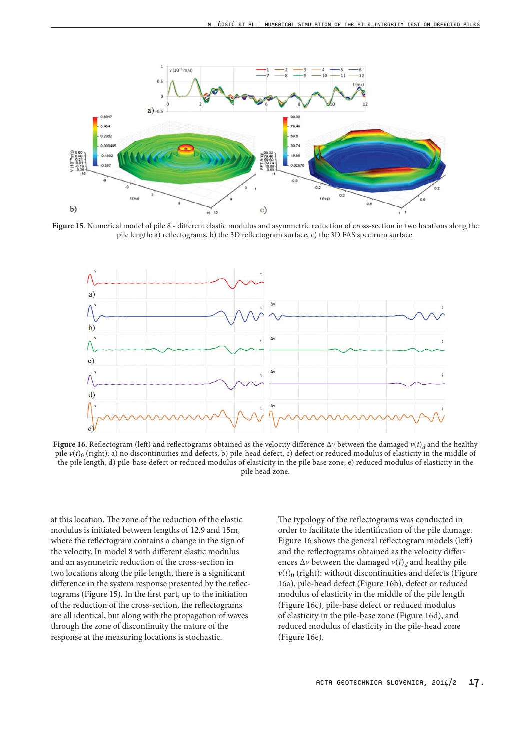Figure 15. Numerical model of pile 8 - different elastic modulus and asymmetric reduction of cross-section in two locations along the pile length: a) reflectograms, b) the 3D reflectogram surface, c) the 3D FAS spectrum surface.

Figure 16. Reflectogram (left) and reflectograms obtained as the velocity difference $\Delta v$ between the damaged $v(t)_d$ and the healthy pile $v(t)_0$ (right): a) no discontinuities and defects, b) pile-head defect, c) defect or reduced modulus of elasticity in the middle of the pile length, d) pile-base defect or reduced modulus of elasticity in the pile base zone, e) reduced modulus of elasticity in the pile head zone.

at this location. The zone of the reduction of the elastic modulus is initiated between lengths of 12.9 and 15m, where the reflectogram contains a change in the sign of the velocity. In model 8 with different elastic modulus and an asymmetric reduction of the cross-section in two locations along the pile length, there is a significant difference in the system response presented by the reflectograms (Figure 15). In the first part, up to the initiation of the reduction of the cross-section, the reflectograms are all identical, but along with the propagation of waves through the zone of discontinuity the nature of the response at the measuring locations is stochastic.

The typology of the reflectograms was conducted in order to facilitate the identification of the pile damage. Figure 16 shows the general reflectogram models (left) and the reflectograms obtained as the velocity differences $\Delta v$ between the damaged $v(t)_d$ and healthy pile $v(t)_0$ (right): without discontinuities and defects (Figure 16a), pile-head defect (Figure 16b), defect or reduced modulus of elasticity in the middle of the pile length (Figure 16c), pile-base defect or reduced modulus of elasticity in the pile-base zone (Figure 16d), and reduced modulus of elasticity in the pile-head zone (Figure 16e).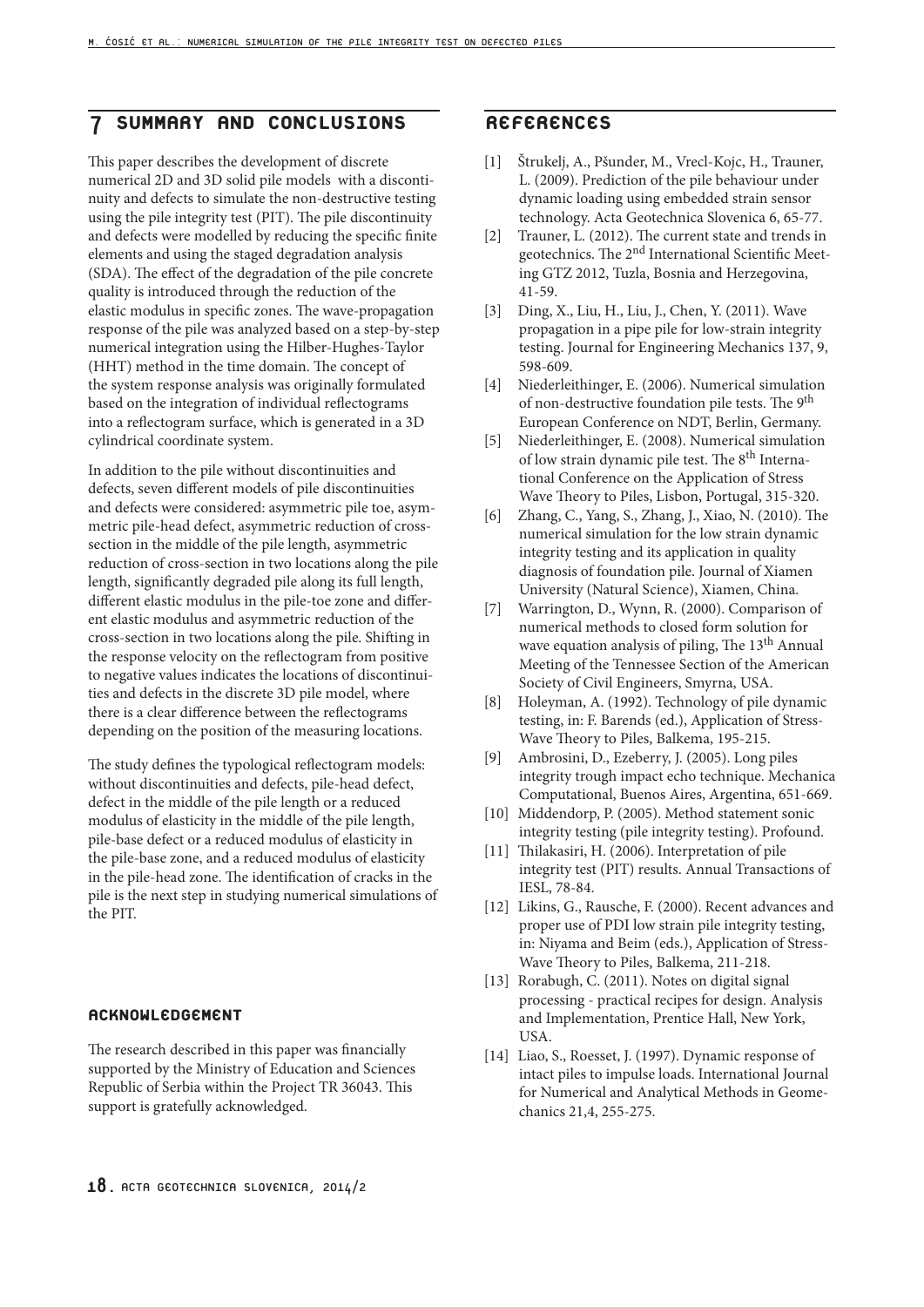## 7 SUMMARY AND CONCLUSIONS

This paper describes the development of discrete numerical 2D and 3D solid pile models with a discontinuity and defects to simulate the non-destructive testing using the pile integrity test (PIT). The pile discontinuity and defects were modelled by reducing the specific finite elements and using the staged degradation analysis (SDA). The effect of the degradation of the pile concrete quality is introduced through the reduction of the elastic modulus in specific zones. The wave-propagation response of the pile was analyzed based on a step-by-step numerical integration using the Hilber-Hughes-Taylor (HHT) method in the time domain. The concept of the system response analysis was originally formulated based on the integration of individual reflectograms into a reflectogram surface, which is generated in a 3D cylindrical coordinate system.

In addition to the pile without discontinuities and defects, seven different models of pile discontinuities and defects were considered: asymmetric pile toe, asymmetric pile-head defect, asymmetric reduction of cross-section in the middle of the pile length, asymmetric reduction of cross-section in two locations along the pile length, significantly degraded pile along its full length, different elastic modulus in the pile-toe zone and different elastic modulus and asymmetric reduction of the cross-section in two locations along the pile. Shifting in the response velocity on the reflectogram from positive to negative values indicates the locations of discontinuities and defects in the discrete 3D pile model, where there is a clear difference between the reflectograms depending on the position of the measuring locations.

The study defines the typological reflectogram models: without discontinuities and defects, pile-head defect, defect in the middle of the pile length or a reduced modulus of elasticity in the middle of the pile length, pile-base defect or a reduced modulus of elasticity in the pile-base zone, and a reduced modulus of elasticity in the pile-head zone. The identification of cracks in the pile is the next step in studying numerical simulations of the PIT.

### ACKNOWLEDGEMENT

The research described in this paper was financially supported by the Ministry of Education and Sciences Republic of Serbia within the Project TR 36043. This support is gratefully acknowledged.

## REFERENCES

[1] Štrukelj, A., Pšunder, M., Vrecl-Kojc, H., Trauner, L. (2009). Prediction of the pile behaviour under dynamic loading using embedded strain sensor technology. Acta Geotechnica Slovenica 6, 65-77.

[2] Trauner, L. (2012). The current state and trends in geotechnics. The 2nd International Scientific Meeting GTZ 2012, Tuzla, Bosnia and Herzegovina, 41-59.

[3] Ding, X., Liu, H., Liu, J., Chen, Y. (2011). Wave propagation in a pipe pile for low-strain integrity testing. Journal for Engineering Mechanics 137, 9, 598-609.

[4] Niederleithinger, E. (2006). Numerical simulation of non-destructive foundation pile tests. The 9th European Conference on NDT, Berlin, Germany.

[5] Niederleithinger, E. (2008). Numerical simulation of low strain dynamic pile test. The 8th International Conference on the Application of Stress Wave Theory to Piles, Lisbon, Portugal, 315-320.

[6] Zhang, C., Yang, S., Zhang, J., Xiao, N. (2010). The numerical simulation for the low strain dynamic integrity testing and its application in quality diagnosis of foundation pile. Journal of Xiamen University (Natural Science), Xiamen, China.

[7] Warrington, D., Wynn, R. (2000). Comparison of numerical methods to closed form solution for wave equation analysis of piling, The 13th Annual Meeting of the Tennessee Section of the American Society of Civil Engineers, Smyrna, USA.

[8] Holeyman, A. (1992). Technology of pile dynamic testing, in: F. Barends (ed.), Application of Stress-Wave Theory to Piles, Balkema, 195-215.

[9] Ambrosini, D., Ezeberry, J. (2005). Long piles integrity trough impact echo technique. Mechanica Computational, Buenos Aires, Argentina, 651-669.

[10] Middendorp, P. (2005). Method statement sonic integrity testing (pile integrity testing). Profound.

[11] Thilakasiri, H. (2006). Interpretation of pile integrity test (PIT) results. Annual Transactions of IESL, 78-84.

[12] Likins, G., Rausche, F. (2000). Recent advances and proper use of PDI low strain pile integrity testing, in: Niyama and Beim (eds.), Application of Stress-Wave Theory to Piles, Balkema, 211-218.

[13] Rorabugh, C. (2011). Notes on digital signal processing - practical recipes for design. Analysis and Implementation, Prentice Hall, New York, USA.

[14] Liao, S., Roesset, J. (1997). Dynamic response of intact piles to impulse loads. International Journal for Numerical and Analytical Methods in Geomechanics 21,4, 255-275.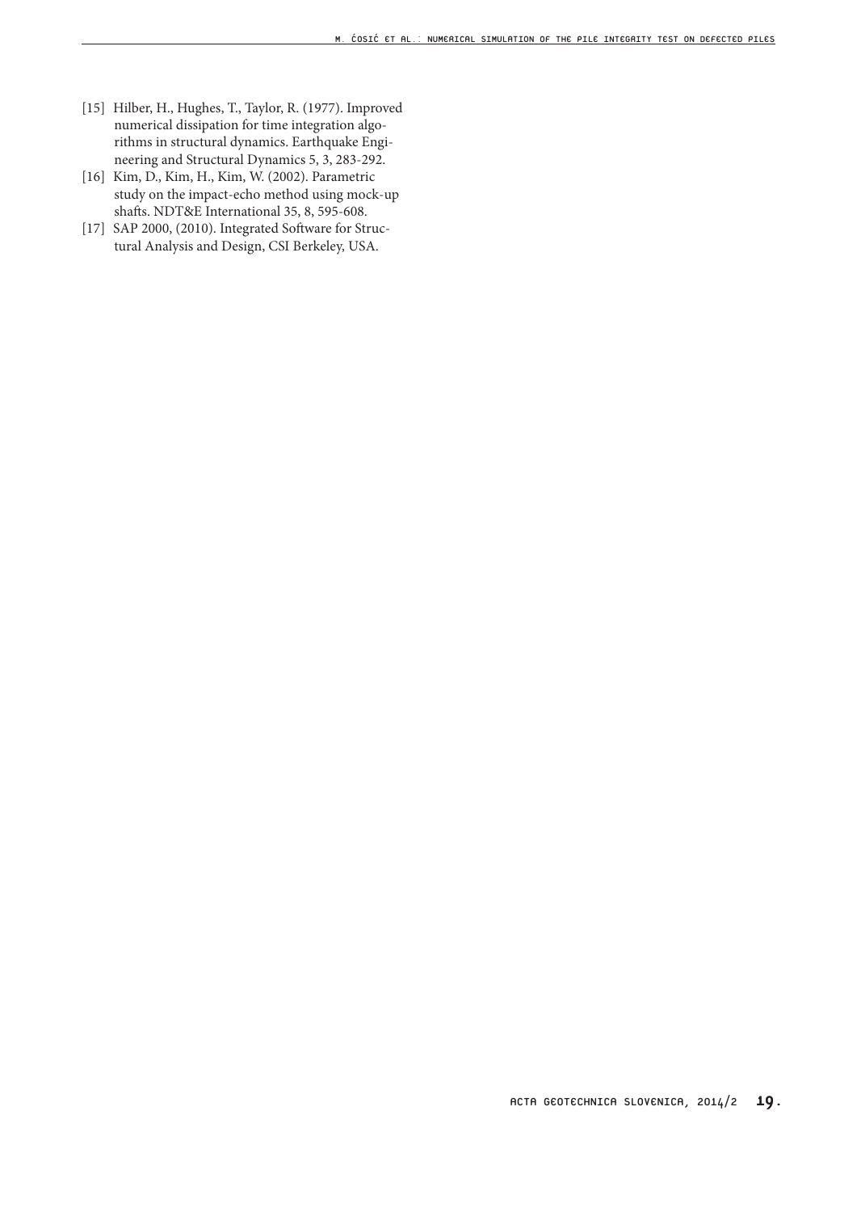[15] Hilber, H., Hughes, T., Taylor, R. (1977). Improved numerical dissipation for time integration algorithms in structural dynamics. Earthquake Engineering and Structural Dynamics 5, 3, 283-292.

[16] Kim, D., Kim, H., Kim, W. (2002). Parametric study on the impact-echo method using mock-up shafts. NDT&E International 35, 8, 595-608.

[17] SAP 2000, (2010). Integrated Software for Structural Analysis and Design, CSI Berkeley, USA.